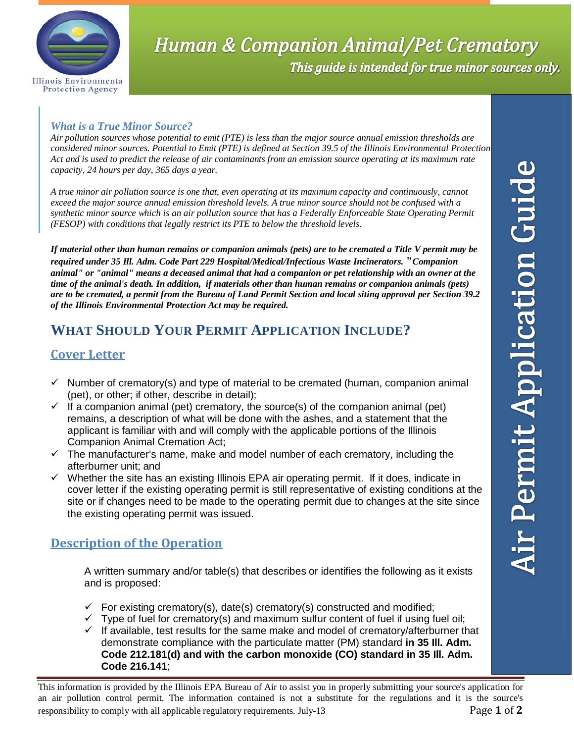Illinois Environmental Protection Agency

# Human & Companion Animal/Pet Crematory

*This guide is intended for true minor sources only.*

**Air Permit Application Guide**

### *What is a True Minor Source?*

*Air pollution sources whose potential to emit (PTE) is less than the major source annual emission thresholds are considered minor sources. Potential to Emit (PTE) is defined at Section 39.5 of the Illinois Environmental Protection Act and is used to predict the release of air contaminants from an emission source operating at its maximum rate capacity, 24 hours per day, 365 days a year.*

*A true minor air pollution source is one that, even operating at its maximum capacity and continuously, cannot exceed the major source annual emission threshold levels. A true minor source should not be confused with a synthetic minor source which is an air pollution source that has a Federally Enforceable State Operating Permit (FESOP) with conditions that legally restrict its PTE to below the threshold levels.*

***If material other than human remains or companion animals (pets) are to be cremated a Title V permit may be required under 35 Ill. Adm. Code Part 229 Hospital/Medical/Infectious Waste Incinerators. "Companion animal" or "animal" means a deceased animal that had a companion or pet relationship with an owner at the time of the animal's death. In addition, if materials other than human remains or companion animals (pets) are to be cremated, a permit from the Bureau of Land Permit Section and local siting approval per Section 39.2 of the Illinois Environmental Protection Act may be required.***

## WHAT SHOULD YOUR PERMIT APPLICATION INCLUDE?

### Cover Letter

- ✓ Number of crematory(s) and type of material to be cremated (human, companion animal (pet), or other; if other, describe in detail);
- ✓ If a companion animal (pet) crematory, the source(s) of the companion animal (pet) remains, a description of what will be done with the ashes, and a statement that the applicant is familiar with and will comply with the applicable portions of the Illinois Companion Animal Cremation Act;
- ✓ The manufacturer's name, make and model number of each crematory, including the afterburner unit; and
- ✓ Whether the site has an existing Illinois EPA air operating permit. If it does, indicate in cover letter if the existing operating permit is still representative of existing conditions at the site or if changes need to be made to the operating permit due to changes at the site since the existing operating permit was issued.

### Description of the Operation

A written summary and/or table(s) that describes or identifies the following as it exists and is proposed:

- ✓ For existing crematory(s), date(s) crematory(s) constructed and modified;
- ✓ Type of fuel for crematory(s) and maximum sulfur content of fuel if using fuel oil;
- ✓ If available, test results for the same make and model of crematory/afterburner that demonstrate compliance with the particulate matter (PM) standard **in 35 Ill. Adm. Code 212.181(d) and with the carbon monoxide (CO) standard in 35 Ill. Adm. Code 216.141**;

This information is provided by the Illinois EPA Bureau of Air to assist you in properly submitting your source's application for an air pollution control permit. The information contained is not a substitute for the regulations and it is the source's responsibility to comply with all applicable regulatory requirements. July-13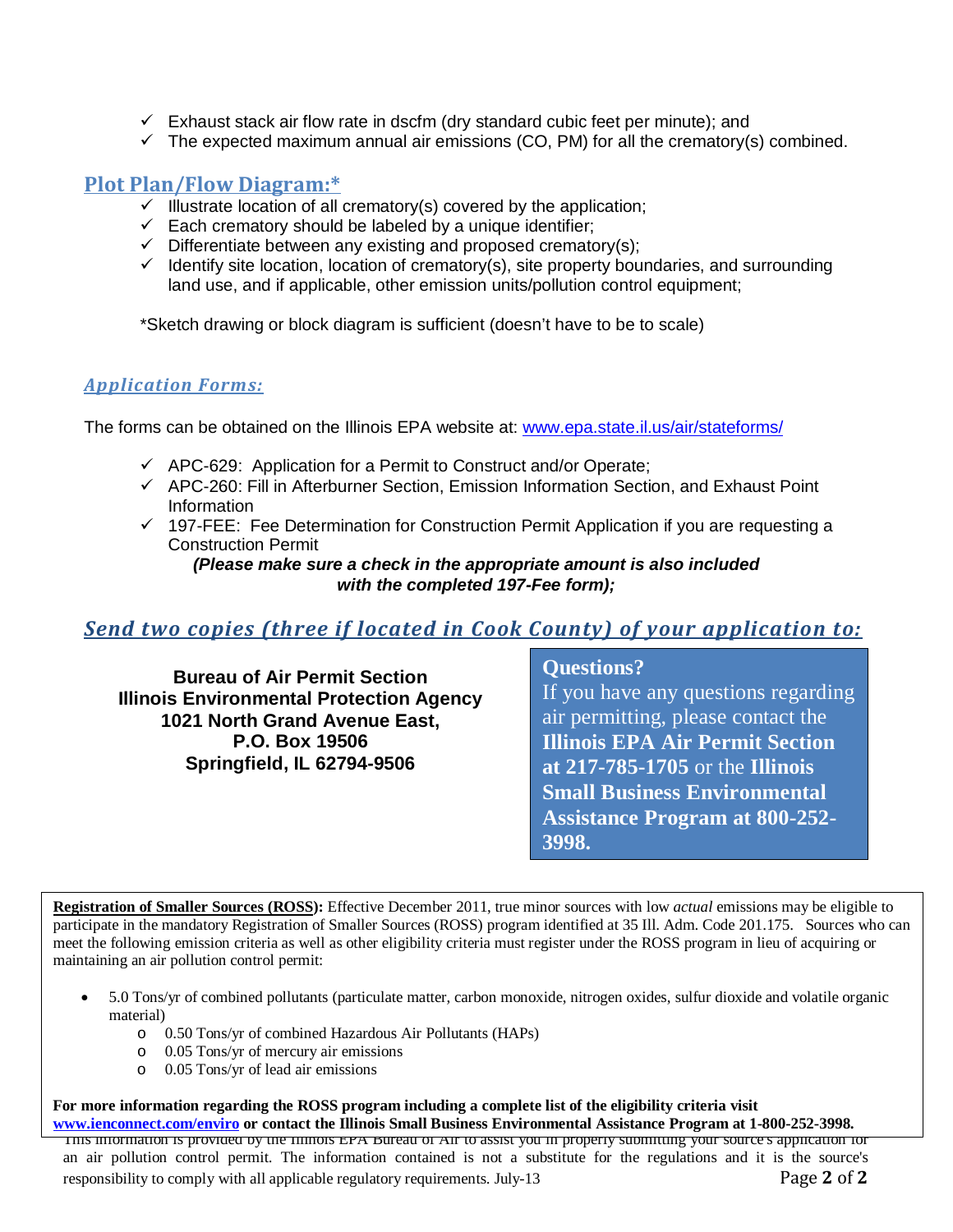- ✓ Exhaust stack air flow rate in dscfm (dry standard cubic feet per minute); and
- ✓ The expected maximum annual air emissions (CO, PM) for all the crematory(s) combined.

## Plot Plan/Flow Diagram:*

- ✓ Illustrate location of all crematory(s) covered by the application;
- ✓ Each crematory should be labeled by a unique identifier;
- ✓ Differentiate between any existing and proposed crematory(s);
- ✓ Identify site location, location of crematory(s), site property boundaries, and surrounding land use, and if applicable, other emission units/pollution control equipment;

*Sketch drawing or block diagram is sufficient (doesn't have to be to scale)

## *Application Forms:*

The forms can be obtained on the Illinois EPA website at: www.epa.state.il.us/air/stateforms/

- ✓ APC-629: Application for a Permit to Construct and/or Operate;
- ✓ APC-260: Fill in Afterburner Section, Emission Information Section, and Exhaust Point Information
- ✓ 197-FEE: Fee Determination for Construction Permit Application if you are requesting a Construction Permit

***(Please make sure a check in the appropriate amount is also included with the completed 197-Fee form);***

## *Send two copies (three if located in Cook County) of your application to:*

**Bureau of Air Permit Section**
**Illinois Environmental Protection Agency**
**1021 North Grand Avenue East,**
**P.O. Box 19506**
**Springfield, IL 62794-9506**

**Questions?**
If you have any questions regarding air permitting, please contact the **Illinois EPA Air Permit Section at 217-785-1705** or the **Illinois Small Business Environmental Assistance Program at 800-252-3998.**

**Registration of Smaller Sources (ROSS):** Effective December 2011, true minor sources with low *actual* emissions may be eligible to participate in the mandatory Registration of Smaller Sources (ROSS) program identified at 35 Ill. Adm. Code 201.175. Sources who can meet the following emission criteria as well as other eligibility criteria must register under the ROSS program in lieu of acquiring or maintaining an air pollution control permit:

- 5.0 Tons/yr of combined pollutants (particulate matter, carbon monoxide, nitrogen oxides, sulfur dioxide and volatile organic material)
  - 0.50 Tons/yr of combined Hazardous Air Pollutants (HAPs)
  - 0.05 Tons/yr of mercury air emissions
  - 0.05 Tons/yr of lead air emissions

**For more information regarding the ROSS program including a complete list of the eligibility criteria visit www.ienconnect.com/enviro or contact the Illinois Small Business Environmental Assistance Program at 1-800-252-3998.**

This information is provided by the Illinois EPA Bureau of Air to assist you in properly submitting your source's application for an air pollution control permit. The information contained is not a substitute for the regulations and it is the source's responsibility to comply with all applicable regulatory requirements. July-13